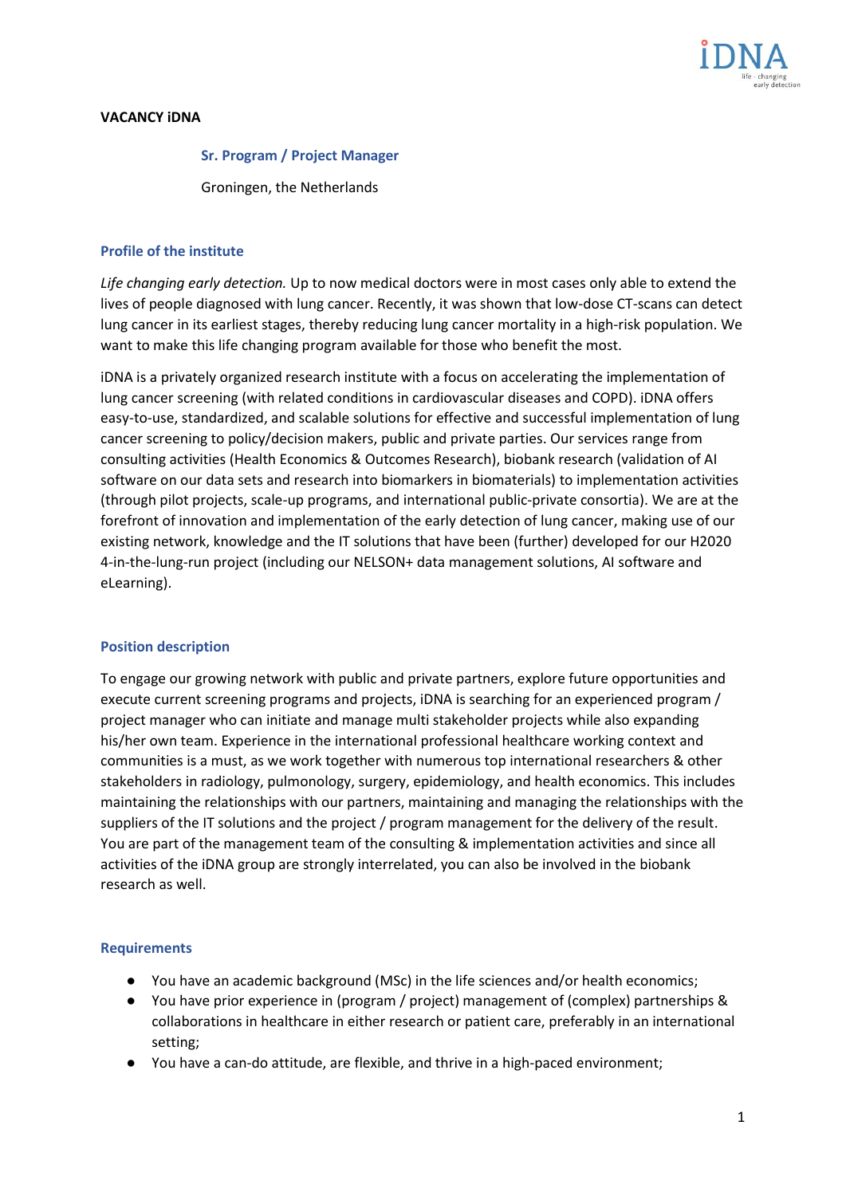**VACANCY iDNA**

## Sr. Program / Project Manager

Groningen, the Netherlands

### Profile of the institute

*Life changing early detection.* Up to now medical doctors were in most cases only able to extend the lives of people diagnosed with lung cancer. Recently, it was shown that low-dose CT-scans can detect lung cancer in its earliest stages, thereby reducing lung cancer mortality in a high-risk population. We want to make this life changing program available for those who benefit the most.

iDNA is a privately organized research institute with a focus on accelerating the implementation of lung cancer screening (with related conditions in cardiovascular diseases and COPD). iDNA offers easy-to-use, standardized, and scalable solutions for effective and successful implementation of lung cancer screening to policy/decision makers, public and private parties. Our services range from consulting activities (Health Economics & Outcomes Research), biobank research (validation of AI software on our data sets and research into biomarkers in biomaterials) to implementation activities (through pilot projects, scale-up programs, and international public-private consortia). We are at the forefront of innovation and implementation of the early detection of lung cancer, making use of our existing network, knowledge and the IT solutions that have been (further) developed for our H2020 4-in-the-lung-run project (including our NELSON+ data management solutions, AI software and eLearning).

### Position description

To engage our growing network with public and private partners, explore future opportunities and execute current screening programs and projects, iDNA is searching for an experienced program / project manager who can initiate and manage multi stakeholder projects while also expanding his/her own team. Experience in the international professional healthcare working context and communities is a must, as we work together with numerous top international researchers & other stakeholders in radiology, pulmonology, surgery, epidemiology, and health economics. This includes maintaining the relationships with our partners, maintaining and managing the relationships with the suppliers of the IT solutions and the project / program management for the delivery of the result. You are part of the management team of the consulting & implementation activities and since all activities of the iDNA group are strongly interrelated, you can also be involved in the biobank research as well.

### Requirements

- You have an academic background (MSc) in the life sciences and/or health economics;
- You have prior experience in (program / project) management of (complex) partnerships & collaborations in healthcare in either research or patient care, preferably in an international setting;
- You have a can-do attitude, are flexible, and thrive in a high-paced environment;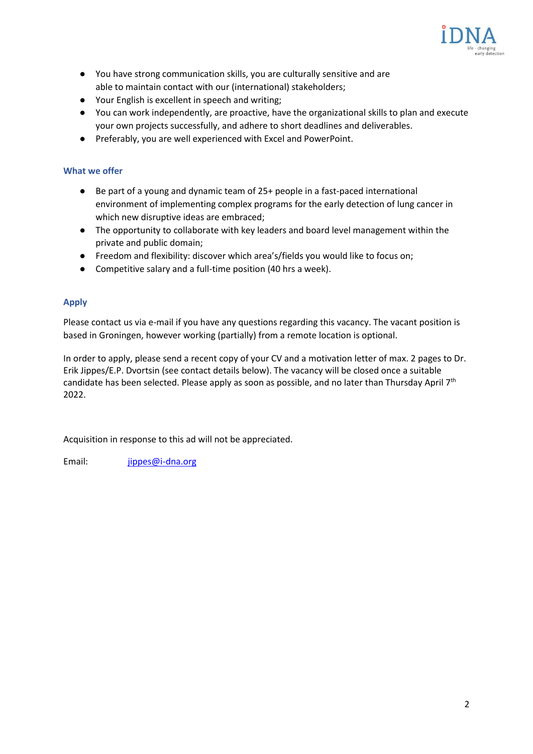- You have strong communication skills, you are culturally sensitive and are able to maintain contact with our (international) stakeholders;
- Your English is excellent in speech and writing;
- You can work independently, are proactive, have the organizational skills to plan and execute your own projects successfully, and adhere to short deadlines and deliverables.
- Preferably, you are well experienced with Excel and PowerPoint.

### What we offer

- Be part of a young and dynamic team of 25+ people in a fast-paced international environment of implementing complex programs for the early detection of lung cancer in which new disruptive ideas are embraced;
- The opportunity to collaborate with key leaders and board level management within the private and public domain;
- Freedom and flexibility: discover which area's/fields you would like to focus on;
- Competitive salary and a full-time position (40 hrs a week).

### Apply

Please contact us via e-mail if you have any questions regarding this vacancy. The vacant position is based in Groningen, however working (partially) from a remote location is optional.

In order to apply, please send a recent copy of your CV and a motivation letter of max. 2 pages to Dr. Erik Jippes/E.P. Dvortsin (see contact details below). The vacancy will be closed once a suitable candidate has been selected. Please apply as soon as possible, and no later than Thursday April 7th 2022.

Acquisition in response to this ad will not be appreciated.

Email: jippes@i-dna.org